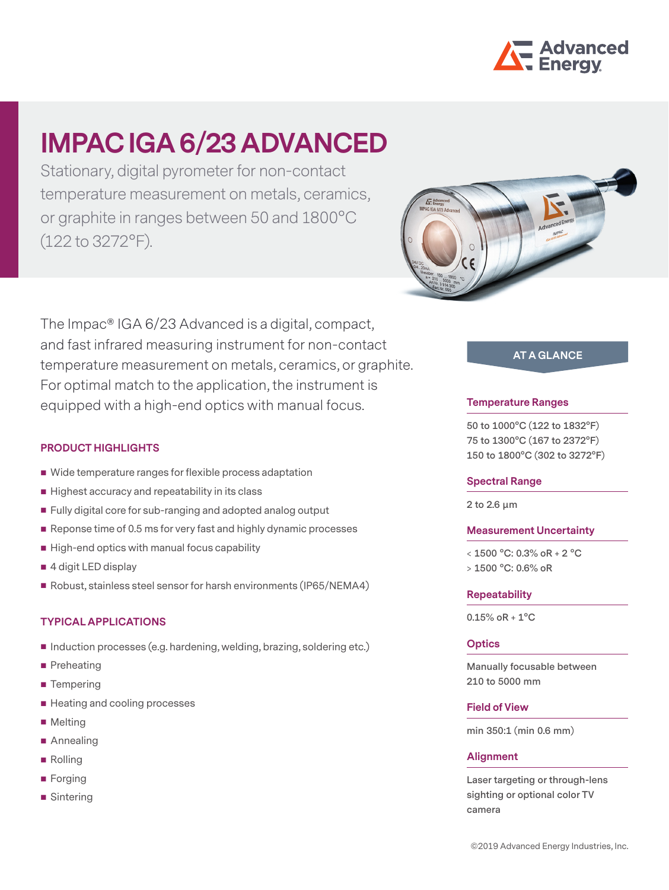# IMPAC IGA 6/23 ADVANCED

Stationary, digital pyrometer for non-contact temperature measurement on metals, ceramics, or graphite in ranges between 50 and 1800°C (122 to 3272°F).

The Impac® IGA 6/23 Advanced is a digital, compact, and fast infrared measuring instrument for non-contact temperature measurement on metals, ceramics, or graphite. For optimal match to the application, the instrument is equipped with a high-end optics with manual focus.

## PRODUCT HIGHLIGHTS

- Wide temperature ranges for flexible process adaptation
- Highest accuracy and repeatability in its class
- Fully digital core for sub-ranging and adopted analog output
- Reponse time of 0.5 ms for very fast and highly dynamic processes
- High-end optics with manual focus capability
- 4 digit LED display
- Robust, stainless steel sensor for harsh environments (IP65/NEMA4)

## TYPICAL APPLICATIONS

- Induction processes (e.g. hardening, welding, brazing, soldering etc.)
- Preheating
- Tempering
- Heating and cooling processes
- Melting
- Annealing
- Rolling
- Forging
- Sintering

## AT A GLANCE

### Temperature Ranges

50 to 1000°C (122 to 1832°F)
75 to 1300°C (167 to 2372°F)
150 to 1800°C (302 to 3272°F)

### Spectral Range

2 to 2.6 µm

### Measurement Uncertainty

< 1500 °C: 0.3% oR + 2 °C
> 1500 °C: 0.6% oR

### Repeatability

0.15% oR + 1°C

### Optics

Manually focusable between 210 to 5000 mm

### Field of View

min 350:1 (min 0.6 mm)

### Alignment

Laser targeting or through-lens sighting or optional color TV camera

©2019 Advanced Energy Industries, Inc.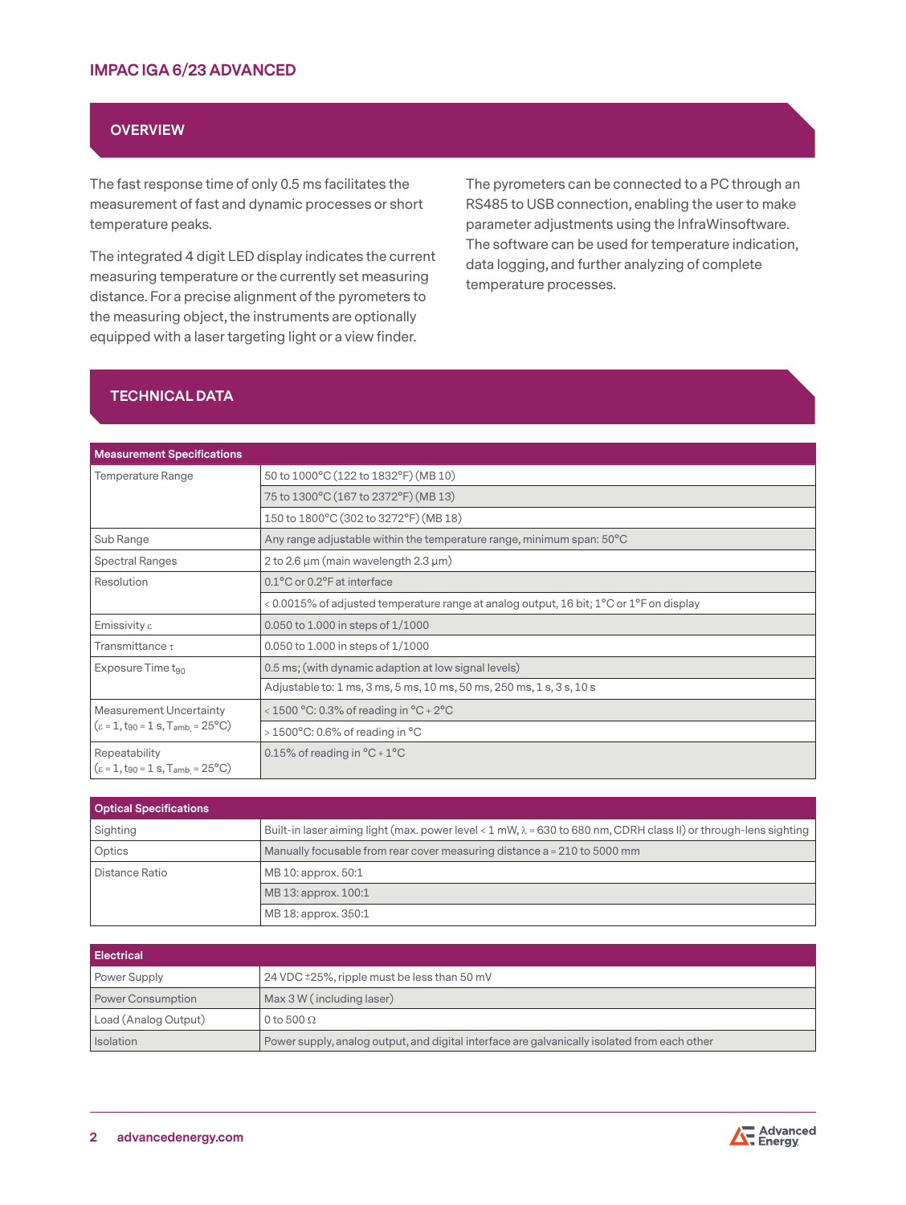# IMPAC IGA 6/23 ADVANCED

## OVERVIEW

The fast response time of only 0.5 ms facilitates the measurement of fast and dynamic processes or short temperature peaks.

The integrated 4 digit LED display indicates the current measuring temperature or the currently set measuring distance. For a precise alignment of the pyrometers to the measuring object, the instruments are optionally equipped with a laser targeting light or a view finder.

The pyrometers can be connected to a PC through an RS485 to USB connection, enabling the user to make parameter adjustments using the InfraWinsoftware. The software can be used for temperature indication, data logging, and further analyzing of complete temperature processes.

## TECHNICAL DATA

| Measurement Specifications | |
|---|---|
| Temperature Range | 50 to 1000°C (122 to 1832°F) (MB 10) |
| | 75 to 1300°C (167 to 2372°F) (MB 13) |
| | 150 to 1800°C (302 to 3272°F) (MB 18) |
| Sub Range | Any range adjustable within the temperature range, minimum span: 50°C |
| Spectral Ranges | 2 to 2.6 µm (main wavelength 2.3 µm) |
| Resolution | 0.1°C or 0.2°F at interface |
| | < 0.0015% of adjusted temperature range at analog output, 16 bit; 1°C or 1°F on display |
| Emissivity ε | 0.050 to 1.000 in steps of 1/1000 |
| Transmittance τ | 0.050 to 1.000 in steps of 1/1000 |
| Exposure Time $t_{90}$ | 0.5 ms; (with dynamic adaption at low signal levels) |
| | Adjustable to: 1 ms, 3 ms, 5 ms, 10 ms, 50 ms, 250 ms, 1 s, 3 s, 10 s |
| Measurement Uncertainty ($\varepsilon = 1$, $t_{90} = 1$ s, $T_{amb.} = 25$°C) | < 1500 °C: 0.3% of reading in °C + 2°C |
| | > 1500°C: 0.6% of reading in °C |
| Repeatability ($\varepsilon = 1$, $t_{90} = 1$ s, $T_{amb.} = 25$°C) | 0.15% of reading in °C + 1°C |

| Optical Specifications | |
|---|---|
| Sighting | Built-in laser aiming light (max. power level < 1 mW, λ = 630 to 680 nm, CDRH class II) or through-lens sighting |
| Optics | Manually focusable from rear cover measuring distance a = 210 to 5000 mm |
| Distance Ratio | MB 10: approx. 50:1 |
| | MB 13: approx. 100:1 |
| | MB 18: approx. 350:1 |

| Electrical | |
|---|---|
| Power Supply | 24 VDC ±25%, ripple must be less than 50 mV |
| Power Consumption | Max 3 W ( including laser) |
| Load (Analog Output) | 0 to 500 Ω |
| Isolation | Power supply, analog output, and digital interface are galvanically isolated from each other |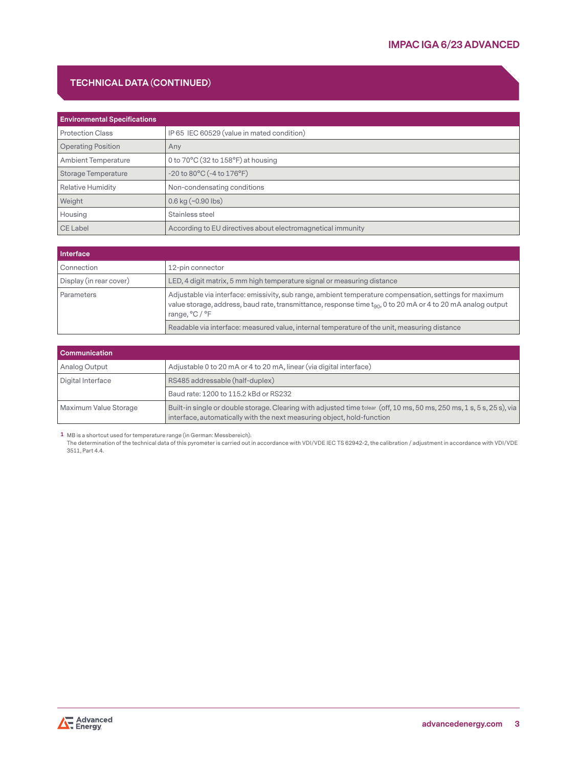## TECHNICAL DATA (CONTINUED)

| Environmental Specifications | |
|---|---|
| Protection Class | IP 65 IEC 60529 (value in mated condition) |
| Operating Position | Any |
| Ambient Temperature | 0 to 70°C (32 to 158°F) at housing |
| Storage Temperature | -20 to 80°C (-4 to 176°F) |
| Relative Humidity | Non-condensating conditions |
| Weight | 0.6 kg (~0.90 lbs) |
| Housing | Stainless steel |
| CE Label | According to EU directives about electromagnetical immunity |

| Interface | |
|---|---|
| Connection | 12-pin connector |
| Display (in rear cover) | LED, 4 digit matrix, 5 mm high temperature signal or measuring distance |
| Parameters | Adjustable via interface: emissivity, sub range, ambient temperature compensation, settings for maximum value storage, address, baud rate, transmittance, response time $t_{90}$, 0 to 20 mA or 4 to 20 mA analog output range, °C / °F |
| | Readable via interface: measured value, internal temperature of the unit, measuring distance |

| Communication | |
|---|---|
| Analog Output | Adjustable 0 to 20 mA or 4 to 20 mA, linear (via digital interface) |
| Digital Interface | RS485 addressable (half-duplex) |
| | Baud rate: 1200 to 115.2 kBd or RS232 |
| Maximum Value Storage | Built-in single or double storage. Clearing with adjusted time $t_{clear}$ (off, 10 ms, 50 ms, 250 ms, 1 s, 5 s, 25 s), via interface, automatically with the next measuring object, hold-function |

1 MB is a shortcut used for temperature range (in German: Messbereich).
The determination of the technical data of this pyrometer is carried out in accordance with VDI/VDE IEC TS 62942-2, the calibration / adjustment in accordance with VDI/VDE 3511, Part 4.4.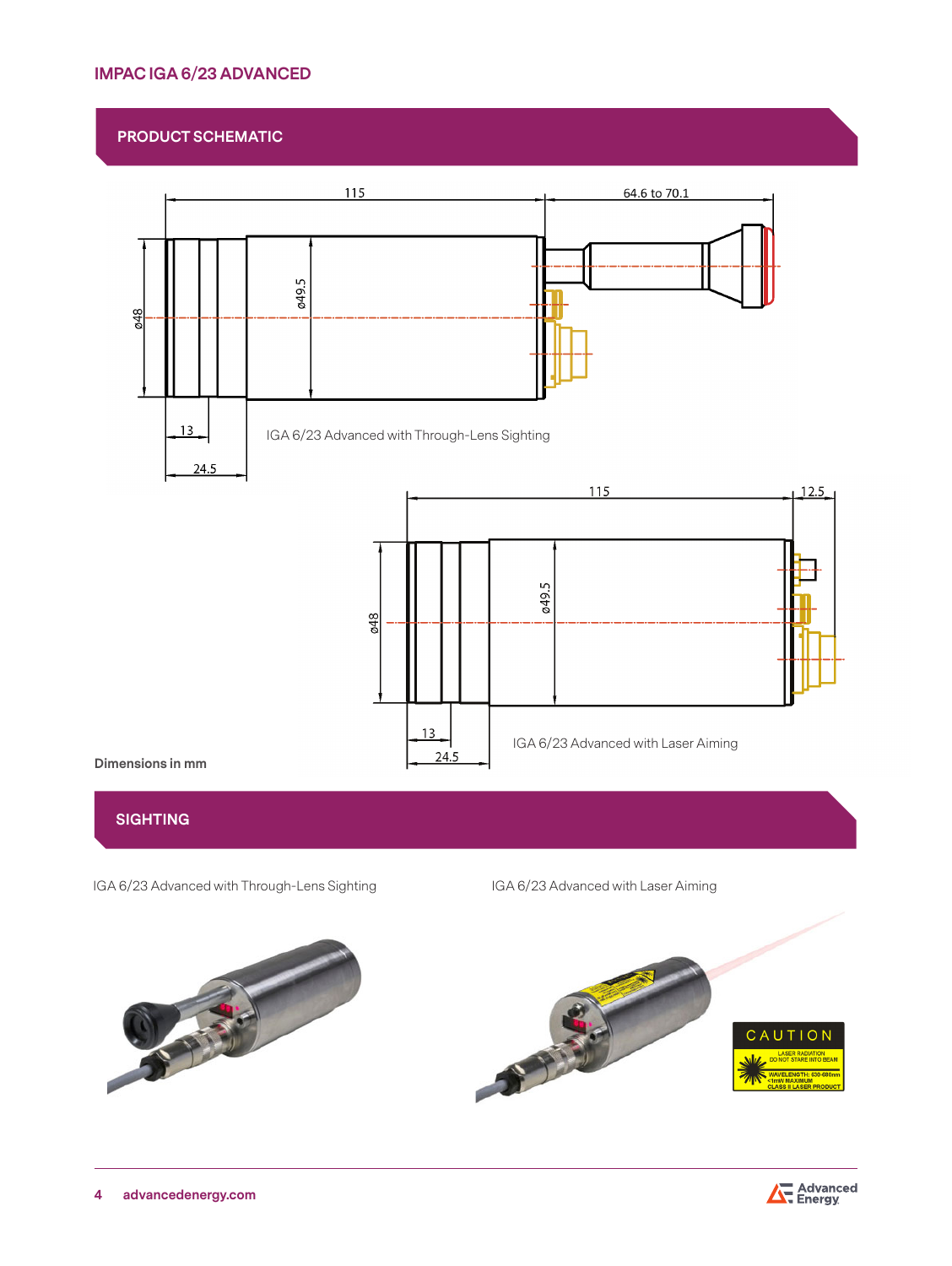# IMPAC IGA 6/23 ADVANCED

## PRODUCT SCHEMATIC

IGA 6/23 Advanced with Through-Lens Sighting

IGA 6/23 Advanced with Laser Aiming

Dimensions in mm

## SIGHTING

IGA 6/23 Advanced with Through-Lens Sighting

IGA 6/23 Advanced with Laser Aiming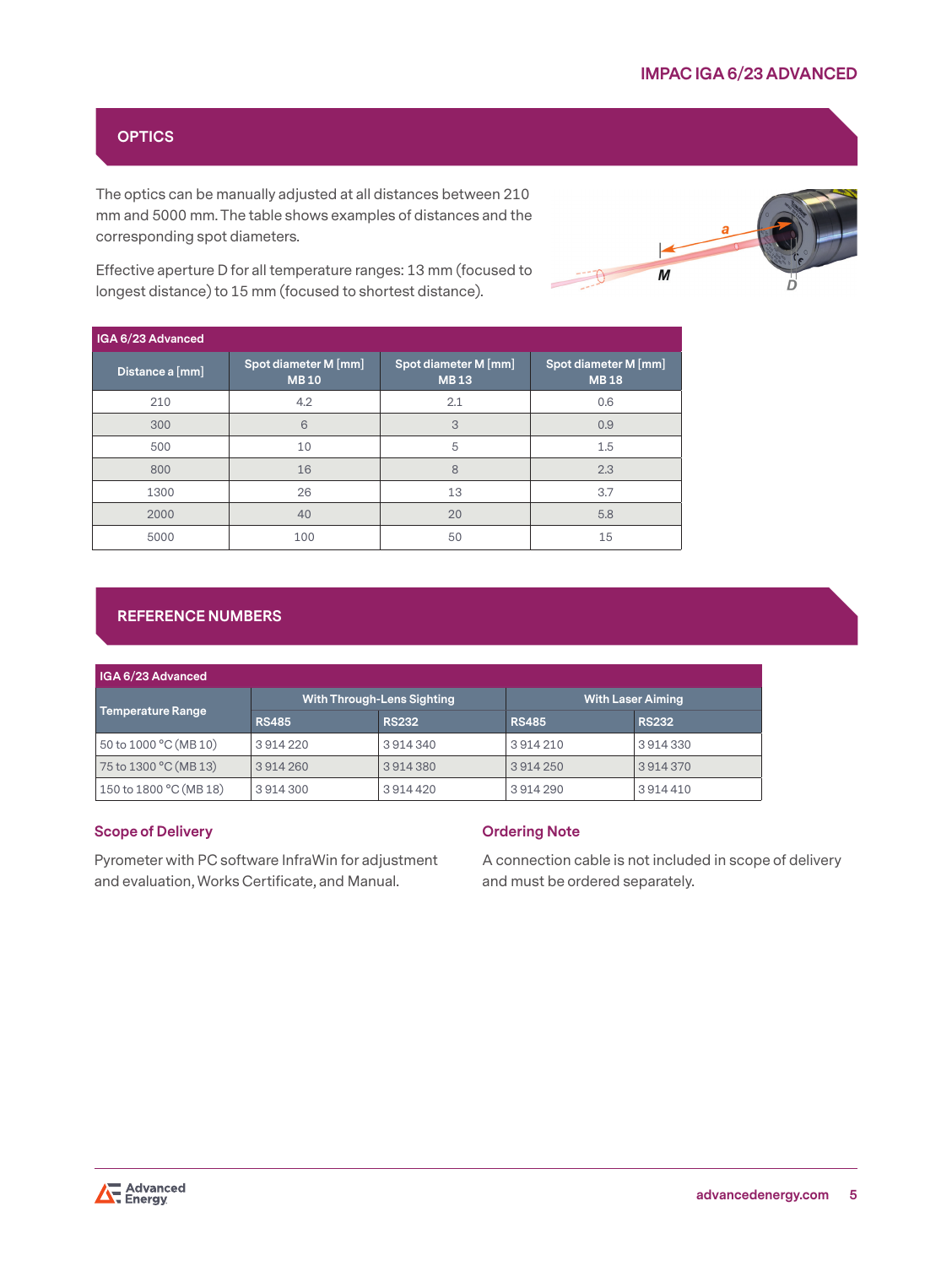## OPTICS

The optics can be manually adjusted at all distances between 210 mm and 5000 mm. The table shows examples of distances and the corresponding spot diameters.

Effective aperture D for all temperature ranges: 13 mm (focused to longest distance) to 15 mm (focused to shortest distance).

| IGA 6/23 Advanced | | | |
|---|---|---|---|
| Distance a [mm] | Spot diameter M [mm] MB 10 | Spot diameter M [mm] MB 13 | Spot diameter M [mm] MB 18 |
| 210 | 4.2 | 2.1 | 0.6 |
| 300 | 6 | 3 | 0.9 |
| 500 | 10 | 5 | 1.5 |
| 800 | 16 | 8 | 2.3 |
| 1300 | 26 | 13 | 3.7 |
| 2000 | 40 | 20 | 5.8 |
| 5000 | 100 | 50 | 15 |

## REFERENCE NUMBERS

| IGA 6/23 Advanced | | | | |
|---|---|---|---|---|
| Temperature Range | With Through-Lens Sighting | | With Laser Aiming | |
| | RS485 | RS232 | RS485 | RS232 |
| 50 to 1000 °C (MB 10) | 3 914 220 | 3 914 340 | 3 914 210 | 3 914 330 |
| 75 to 1300 °C (MB 13) | 3 914 260 | 3 914 380 | 3 914 250 | 3 914 370 |
| 150 to 1800 °C (MB 18) | 3 914 300 | 3 914 420 | 3 914 290 | 3 914 410 |

### Scope of Delivery

Pyrometer with PC software InfraWin for adjustment and evaluation, Works Certificate, and Manual.

### Ordering Note

A connection cable is not included in scope of delivery and must be ordered separately.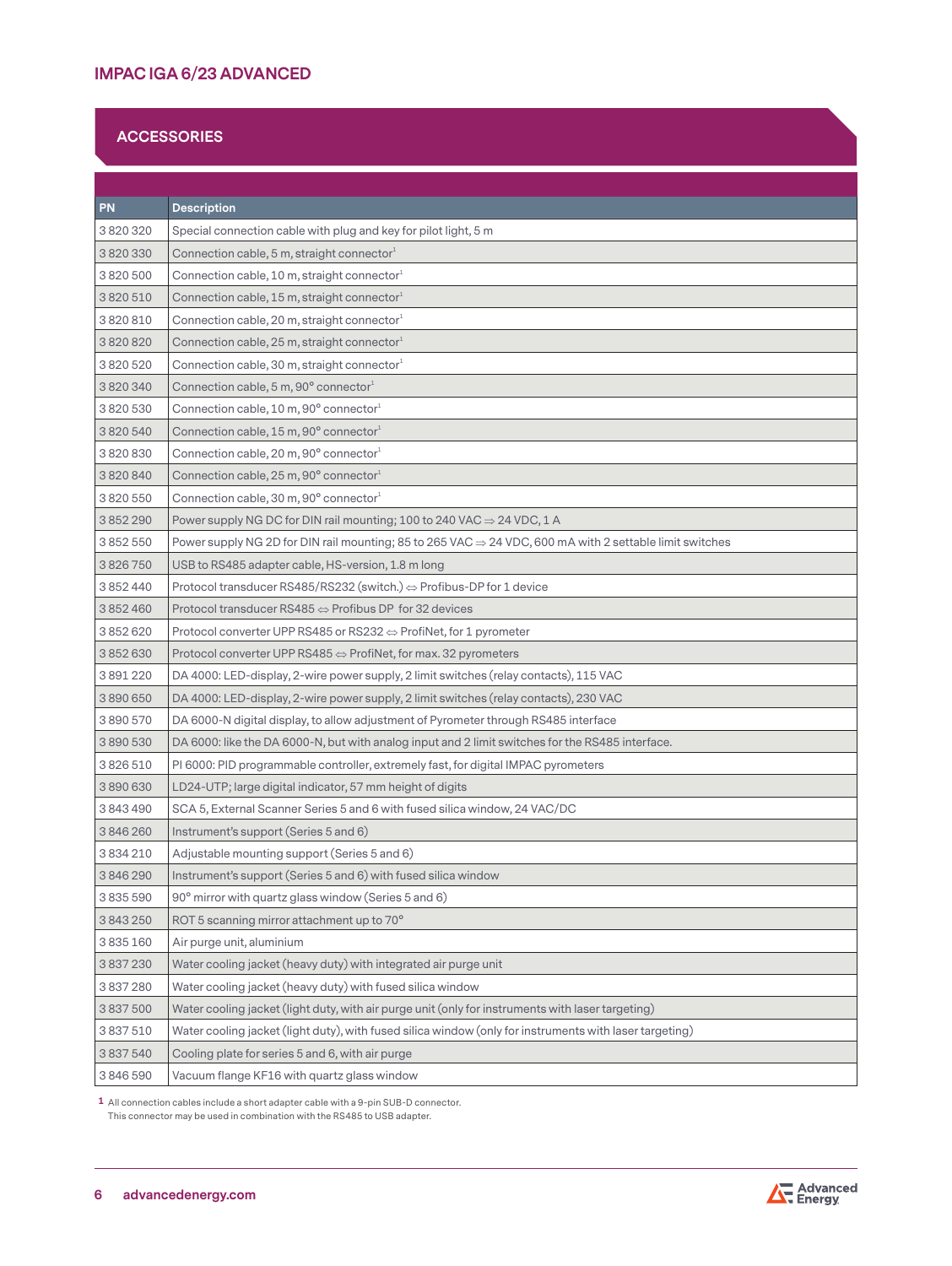## ACCESSORIES

| PN | Description |
|---|---|
| 3 820 320 | Special connection cable with plug and key for pilot light, 5 m |
| 3 820 330 | Connection cable, 5 m, straight connector[1] |
| 3 820 500 | Connection cable, 10 m, straight connector[1] |
| 3 820 510 | Connection cable, 15 m, straight connector[1] |
| 3 820 810 | Connection cable, 20 m, straight connector[1] |
| 3 820 820 | Connection cable, 25 m, straight connector[1] |
| 3 820 520 | Connection cable, 30 m, straight connector[1] |
| 3 820 340 | Connection cable, 5 m, 90° connector[1] |
| 3 820 530 | Connection cable, 10 m, 90° connector[1] |
| 3 820 540 | Connection cable, 15 m, 90° connector[1] |
| 3 820 830 | Connection cable, 20 m, 90° connector[1] |
| 3 820 840 | Connection cable, 25 m, 90° connector[1] |
| 3 820 550 | Connection cable, 30 m, 90° connector[1] |
| 3 852 290 | Power supply NG DC for DIN rail mounting; 100 to 240 VAC ⇒ 24 VDC, 1 A |
| 3 852 550 | Power supply NG 2D for DIN rail mounting; 85 to 265 VAC ⇒ 24 VDC, 600 mA with 2 settable limit switches |
| 3 826 750 | USB to RS485 adapter cable, HS-version, 1.8 m long |
| 3 852 440 | Protocol transducer RS485/RS232 (switch.) ⇔ Profibus-DP for 1 device |
| 3 852 460 | Protocol transducer RS485 ⇔ Profibus DP for 32 devices |
| 3 852 620 | Protocol converter UPP RS485 or RS232 ⇔ ProfiNet, for 1 pyrometer |
| 3 852 630 | Protocol converter UPP RS485 ⇔ ProfiNet, for max. 32 pyrometers |
| 3 891 220 | DA 4000: LED-display, 2-wire power supply, 2 limit switches (relay contacts), 115 VAC |
| 3 890 650 | DA 4000: LED-display, 2-wire power supply, 2 limit switches (relay contacts), 230 VAC |
| 3 890 570 | DA 6000-N digital display, to allow adjustment of Pyrometer through RS485 interface |
| 3 890 530 | DA 6000: like the DA 6000-N, but with analog input and 2 limit switches for the RS485 interface. |
| 3 826 510 | PI 6000: PID programmable controller, extremely fast, for digital IMPAC pyrometers |
| 3 890 630 | LD24-UTP; large digital indicator, 57 mm height of digits |
| 3 843 490 | SCA 5, External Scanner Series 5 and 6 with fused silica window, 24 VAC/DC |
| 3 846 260 | Instrument's support (Series 5 and 6) |
| 3 834 210 | Adjustable mounting support (Series 5 and 6) |
| 3 846 290 | Instrument's support (Series 5 and 6) with fused silica window |
| 3 835 590 | 90° mirror with quartz glass window (Series 5 and 6) |
| 3 843 250 | ROT 5 scanning mirror attachment up to 70° |
| 3 835 160 | Air purge unit, aluminium |
| 3 837 230 | Water cooling jacket (heavy duty) with integrated air purge unit |
| 3 837 280 | Water cooling jacket (heavy duty) with fused silica window |
| 3 837 500 | Water cooling jacket (light duty, with air purge unit (only for instruments with laser targeting) |
| 3 837 510 | Water cooling jacket (light duty), with fused silica window (only for instruments with laser targeting) |
| 3 837 540 | Cooling plate for series 5 and 6, with air purge |
| 3 846 590 | Vacuum flange KF16 with quartz glass window |

[1] All connection cables include a short adapter cable with a 9-pin SUB-D connector. This connector may be used in combination with the RS485 to USB adapter.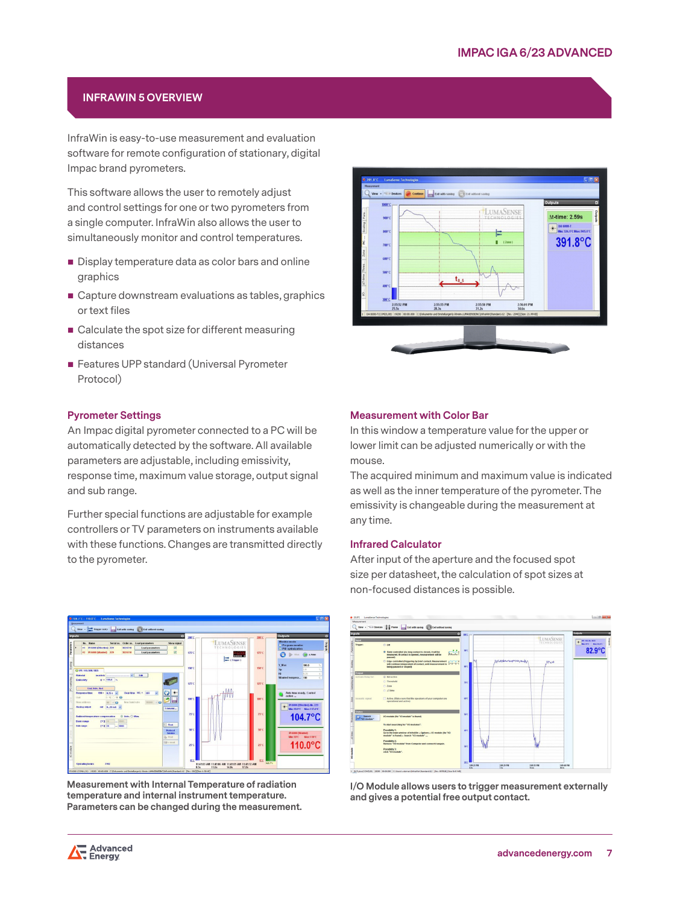## INFRAWIN 5 OVERVIEW

InfraWin is easy-to-use measurement and evaluation software for remote configuration of stationary, digital Impac brand pyrometers.

This software allows the user to remotely adjust and control settings for one or two pyrometers from a single computer. InfraWin also allows the user to simultaneously monitor and control temperatures.

- Display temperature data as color bars and online graphics
- Capture downstream evaluations as tables, graphics or text files
- Calculate the spot size for different measuring distances
- Features UPP standard (Universal Pyrometer Protocol)

### Pyrometer Settings

An Impac digital pyrometer connected to a PC will be automatically detected by the software. All available parameters are adjustable, including emissivity, response time, maximum value storage, output signal and sub range.

Further special functions are adjustable for example controllers or TV parameters on instruments available with these functions. Changes are transmitted directly to the pyrometer.

### Measurement with Color Bar

In this window a temperature value for the upper or lower limit can be adjusted numerically or with the mouse.

The acquired minimum and maximum value is indicated as well as the inner temperature of the pyrometer. The emissivity is changeable during the measurement at any time.

### Infrared Calculator

After input of the aperture and the focused spot size per datasheet, the calculation of spot sizes at non-focused distances is possible.

**Measurement with Internal Temperature of radiation temperature and internal instrument temperature. Parameters can be changed during the measurement.**

**I/O Module allows users to trigger measurement externally and gives a potential free output contact.**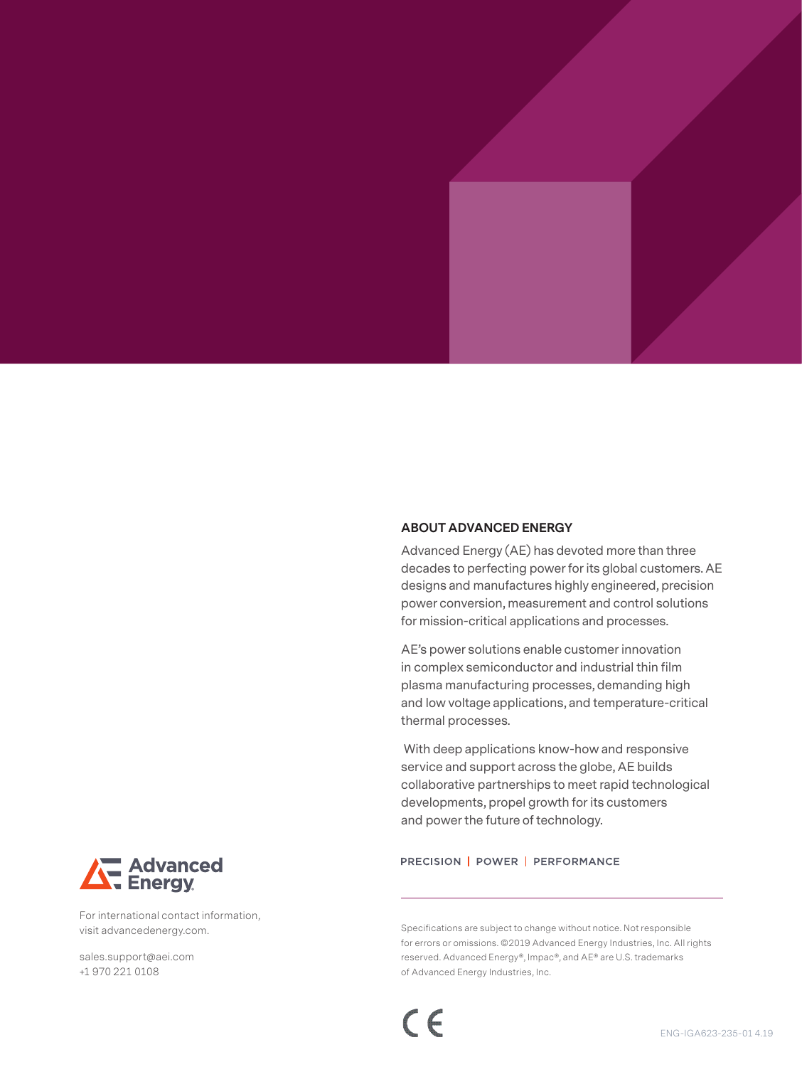## ABOUT ADVANCED ENERGY

Advanced Energy (AE) has devoted more than three decades to perfecting power for its global customers. AE designs and manufactures highly engineered, precision power conversion, measurement and control solutions for mission-critical applications and processes.

AE's power solutions enable customer innovation in complex semiconductor and industrial thin film plasma manufacturing processes, demanding high and low voltage applications, and temperature-critical thermal processes.

With deep applications know-how and responsive service and support across the globe, AE builds collaborative partnerships to meet rapid technological developments, propel growth for its customers and power the future of technology.

PRECISION | POWER | PERFORMANCE

Advanced Energy

For international contact information, visit advancedenergy.com.

sales.support@aei.com
+1 970 221 0108

Specifications are subject to change without notice. Not responsible for errors or omissions. ©2019 Advanced Energy Industries, Inc. All rights reserved. Advanced Energy®, Impac®, and AE® are U.S. trademarks of Advanced Energy Industries, Inc.

CE

ENG-IGA623-235-01 4.19